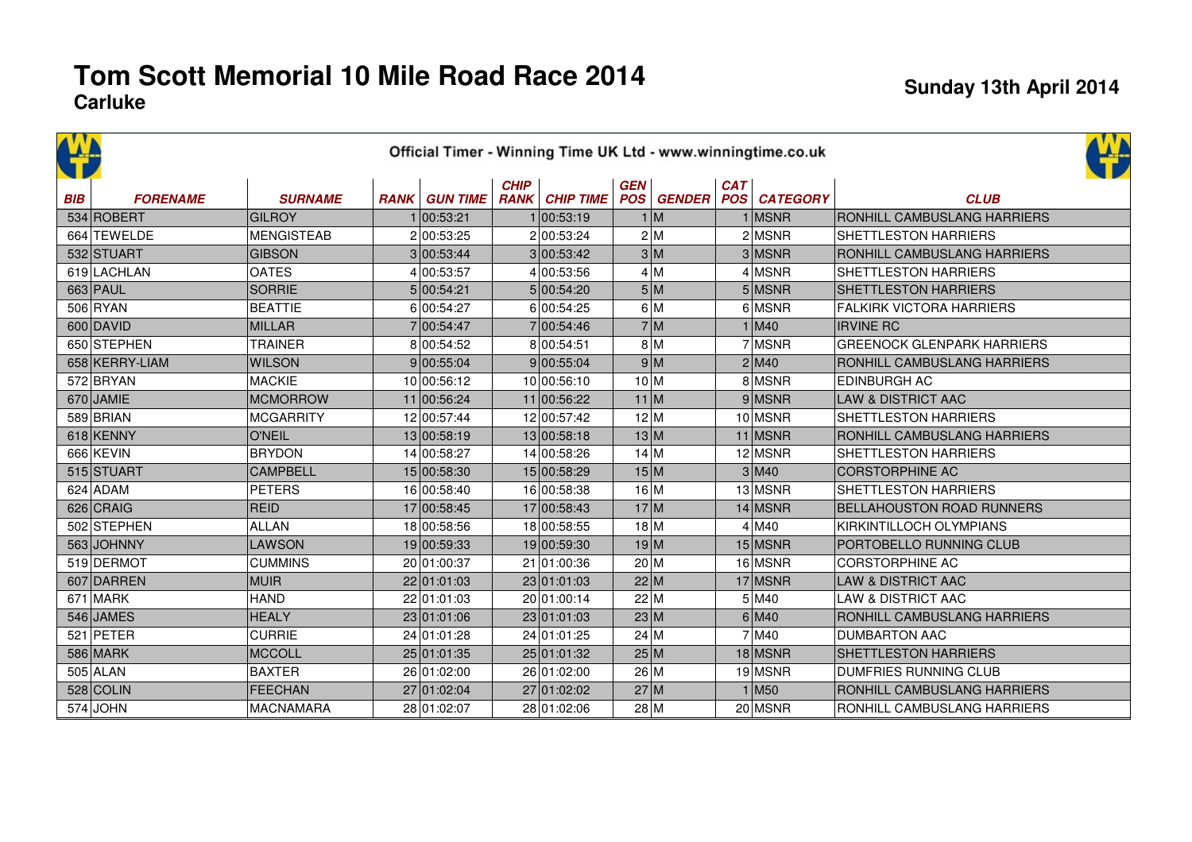# Tom Scott Memorial 10 Mile Road Race 2014

**Carluke**

**Sunday 13th April 2014**

Official Timer - Winning Time UK Ltd - www.winningtime.co.uk

| BIB | FORENAME | SURNAME | RANK | GUN TIME | CHIP RANK | CHIP TIME | GEN POS | GENDER | CAT POS | CATEGORY | CLUB |
|---|---|---|---|---|---|---|---|---|---|---|---|
| 534 | ROBERT | GILROY | 1 | 00:53:21 | 1 | 00:53:19 | 1 | M | 1 | MSNR | RONHILL CAMBUSLANG HARRIERS |
| 664 | TEWELDE | MENGISTEAB | 2 | 00:53:25 | 2 | 00:53:24 | 2 | M | 2 | MSNR | SHETTLESTON HARRIERS |
| 532 | STUART | GIBSON | 3 | 00:53:44 | 3 | 00:53:42 | 3 | M | 3 | MSNR | RONHILL CAMBUSLANG HARRIERS |
| 619 | LACHLAN | OATES | 4 | 00:53:57 | 4 | 00:53:56 | 4 | M | 4 | MSNR | SHETTLESTON HARRIERS |
| 663 | PAUL | SORRIE | 5 | 00:54:21 | 5 | 00:54:20 | 5 | M | 5 | MSNR | SHETTLESTON HARRIERS |
| 506 | RYAN | BEATTIE | 6 | 00:54:27 | 6 | 00:54:25 | 6 | M | 6 | MSNR | FALKIRK VICTORA HARRIERS |
| 600 | DAVID | MILLAR | 7 | 00:54:47 | 7 | 00:54:46 | 7 | M | 1 | M40 | IRVINE RC |
| 650 | STEPHEN | TRAINER | 8 | 00:54:52 | 8 | 00:54:51 | 8 | M | 7 | MSNR | GREENOCK GLENPARK HARRIERS |
| 658 | KERRY-LIAM | WILSON | 9 | 00:55:04 | 9 | 00:55:04 | 9 | M | 2 | M40 | RONHILL CAMBUSLANG HARRIERS |
| 572 | BRYAN | MACKIE | 10 | 00:56:12 | 10 | 00:56:10 | 10 | M | 8 | MSNR | EDINBURGH AC |
| 670 | JAMIE | MCMORROW | 11 | 00:56:24 | 11 | 00:56:22 | 11 | M | 9 | MSNR | LAW & DISTRICT AAC |
| 589 | BRIAN | MCGARRITY | 12 | 00:57:44 | 12 | 00:57:42 | 12 | M | 10 | MSNR | SHETTLESTON HARRIERS |
| 618 | KENNY | O'NEIL | 13 | 00:58:19 | 13 | 00:58:18 | 13 | M | 11 | MSNR | RONHILL CAMBUSLANG HARRIERS |
| 666 | KEVIN | BRYDON | 14 | 00:58:27 | 14 | 00:58:26 | 14 | M | 12 | MSNR | SHETTLESTON HARRIERS |
| 515 | STUART | CAMPBELL | 15 | 00:58:30 | 15 | 00:58:29 | 15 | M | 3 | M40 | CORSTORPHINE AC |
| 624 | ADAM | PETERS | 16 | 00:58:40 | 16 | 00:58:38 | 16 | M | 13 | MSNR | SHETTLESTON HARRIERS |
| 626 | CRAIG | REID | 17 | 00:58:45 | 17 | 00:58:43 | 17 | M | 14 | MSNR | BELLAHOUSTON ROAD RUNNERS |
| 502 | STEPHEN | ALLAN | 18 | 00:58:56 | 18 | 00:58:55 | 18 | M | 4 | M40 | KIRKINTILLOCH OLYMPIANS |
| 563 | JOHNNY | LAWSON | 19 | 00:59:33 | 19 | 00:59:30 | 19 | M | 15 | MSNR | PORTOBELLO RUNNING CLUB |
| 519 | DERMOT | CUMMINS | 20 | 01:00:37 | 21 | 01:00:36 | 20 | M | 16 | MSNR | CORSTORPHINE AC |
| 607 | DARREN | MUIR | 22 | 01:01:03 | 23 | 01:01:03 | 22 | M | 17 | MSNR | LAW & DISTRICT AAC |
| 671 | MARK | HAND | 22 | 01:01:03 | 20 | 01:00:14 | 22 | M | 5 | M40 | LAW & DISTRICT AAC |
| 546 | JAMES | HEALY | 23 | 01:01:06 | 23 | 01:01:03 | 23 | M | 6 | M40 | RONHILL CAMBUSLANG HARRIERS |
| 521 | PETER | CURRIE | 24 | 01:01:28 | 24 | 01:01:25 | 24 | M | 7 | M40 | DUMBARTON AAC |
| 586 | MARK | MCCOLL | 25 | 01:01:35 | 25 | 01:01:32 | 25 | M | 18 | MSNR | SHETTLESTON HARRIERS |
| 505 | ALAN | BAXTER | 26 | 01:02:00 | 26 | 01:02:00 | 26 | M | 19 | MSNR | DUMFRIES RUNNING CLUB |
| 528 | COLIN | FEECHAN | 27 | 01:02:04 | 27 | 01:02:02 | 27 | M | 1 | M50 | RONHILL CAMBUSLANG HARRIERS |
| 574 | JOHN | MACNAMARA | 28 | 01:02:07 | 28 | 01:02:06 | 28 | M | 20 | MSNR | RONHILL CAMBUSLANG HARRIERS |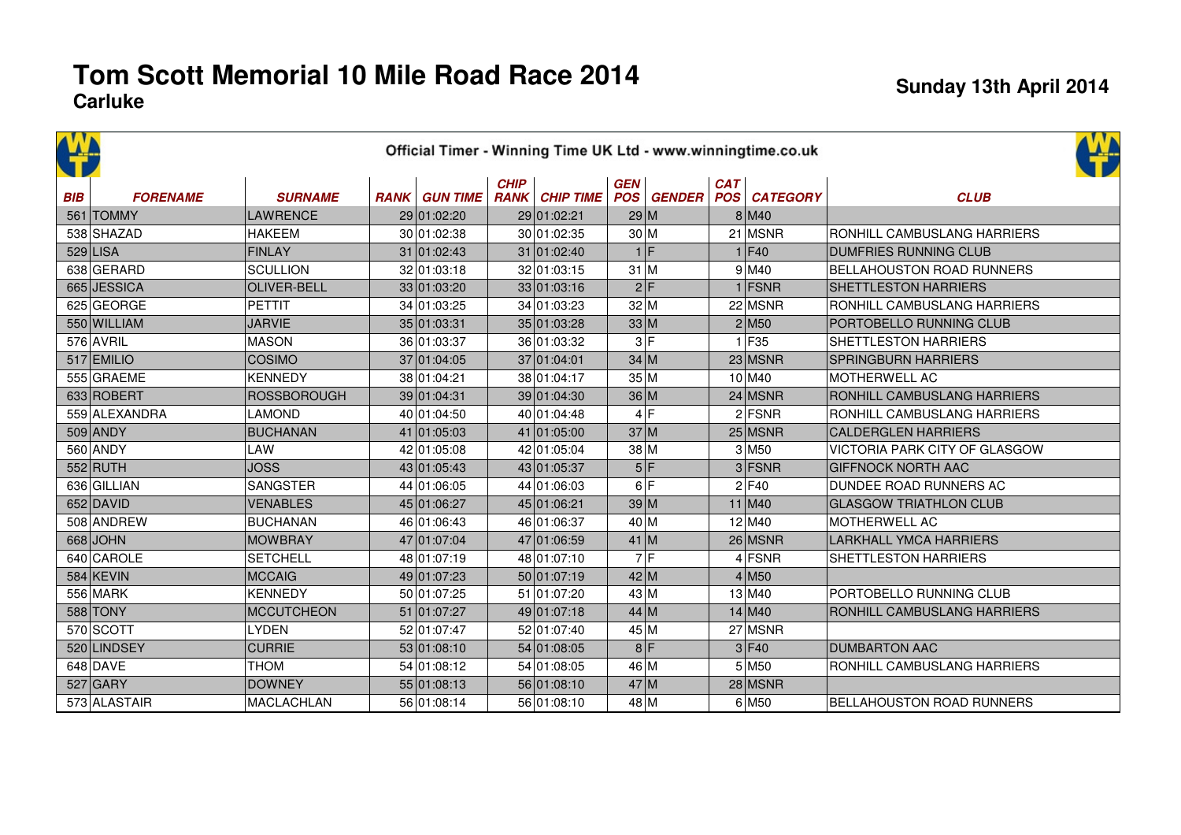# Tom Scott Memorial 10 Mile Road Race 2014

**Carluke**

**Sunday 13th April 2014**

Official Timer - Winning Time UK Ltd - www.winningtime.co.uk

| BIB | FORENAME | SURNAME | RANK | GUN TIME | CHIP RANK | CHIP TIME | GEN POS | GENDER | CAT POS | CATEGORY | CLUB |
|---|---|---|---|---|---|---|---|---|---|---|---|
| 561 | TOMMY | LAWRENCE | 29 | 01:02:20 | 29 | 01:02:21 | 29 | M | 8 | M40 | |
| 538 | SHAZAD | HAKEEM | 30 | 01:02:38 | 30 | 01:02:35 | 30 | M | 21 | MSNR | RONHILL CAMBUSLANG HARRIERS |
| 529 | LISA | FINLAY | 31 | 01:02:43 | 31 | 01:02:40 | 1 | F | 1 | F40 | DUMFRIES RUNNING CLUB |
| 638 | GERARD | SCULLION | 32 | 01:03:18 | 32 | 01:03:15 | 31 | M | 9 | M40 | BELLAHOUSTON ROAD RUNNERS |
| 665 | JESSICA | OLIVER-BELL | 33 | 01:03:20 | 33 | 01:03:16 | 2 | F | 1 | FSNR | SHETTLESTON HARRIERS |
| 625 | GEORGE | PETTIT | 34 | 01:03:25 | 34 | 01:03:23 | 32 | M | 22 | MSNR | RONHILL CAMBUSLANG HARRIERS |
| 550 | WILLIAM | JARVIE | 35 | 01:03:31 | 35 | 01:03:28 | 33 | M | 2 | M50 | PORTOBELLO RUNNING CLUB |
| 576 | AVRIL | MASON | 36 | 01:03:37 | 36 | 01:03:32 | 3 | F | 1 | F35 | SHETTLESTON HARRIERS |
| 517 | EMILIO | COSIMO | 37 | 01:04:05 | 37 | 01:04:01 | 34 | M | 23 | MSNR | SPRINGBURN HARRIERS |
| 555 | GRAEME | KENNEDY | 38 | 01:04:21 | 38 | 01:04:17 | 35 | M | 10 | M40 | MOTHERWELL AC |
| 633 | ROBERT | ROSSBOROUGH | 39 | 01:04:31 | 39 | 01:04:30 | 36 | M | 24 | MSNR | RONHILL CAMBUSLANG HARRIERS |
| 559 | ALEXANDRA | LAMOND | 40 | 01:04:50 | 40 | 01:04:48 | 4 | F | 2 | FSNR | RONHILL CAMBUSLANG HARRIERS |
| 509 | ANDY | BUCHANAN | 41 | 01:05:03 | 41 | 01:05:00 | 37 | M | 25 | MSNR | CALDERGLEN HARRIERS |
| 560 | ANDY | LAW | 42 | 01:05:08 | 42 | 01:05:04 | 38 | M | 3 | M50 | VICTORIA PARK CITY OF GLASGOW |
| 552 | RUTH | JOSS | 43 | 01:05:43 | 43 | 01:05:37 | 5 | F | 3 | FSNR | GIFFNOCK NORTH AAC |
| 636 | GILLIAN | SANGSTER | 44 | 01:06:05 | 44 | 01:06:03 | 6 | F | 2 | F40 | DUNDEE ROAD RUNNERS AC |
| 652 | DAVID | VENABLES | 45 | 01:06:27 | 45 | 01:06:21 | 39 | M | 11 | M40 | GLASGOW TRIATHLON CLUB |
| 508 | ANDREW | BUCHANAN | 46 | 01:06:43 | 46 | 01:06:37 | 40 | M | 12 | M40 | MOTHERWELL AC |
| 668 | JOHN | MOWBRAY | 47 | 01:07:04 | 47 | 01:06:59 | 41 | M | 26 | MSNR | LARKHALL YMCA HARRIERS |
| 640 | CAROLE | SETCHELL | 48 | 01:07:19 | 48 | 01:07:10 | 7 | F | 4 | FSNR | SHETTLESTON HARRIERS |
| 584 | KEVIN | MCCAIG | 49 | 01:07:23 | 50 | 01:07:19 | 42 | M | 4 | M50 | |
| 556 | MARK | KENNEDY | 50 | 01:07:25 | 51 | 01:07:20 | 43 | M | 13 | M40 | PORTOBELLO RUNNING CLUB |
| 588 | TONY | MCCUTCHEON | 51 | 01:07:27 | 49 | 01:07:18 | 44 | M | 14 | M40 | RONHILL CAMBUSLANG HARRIERS |
| 570 | SCOTT | LYDEN | 52 | 01:07:47 | 52 | 01:07:40 | 45 | M | 27 | MSNR | |
| 520 | LINDSEY | CURRIE | 53 | 01:08:10 | 54 | 01:08:05 | 8 | F | 3 | F40 | DUMBARTON AAC |
| 648 | DAVE | THOM | 54 | 01:08:12 | 54 | 01:08:05 | 46 | M | 5 | M50 | RONHILL CAMBUSLANG HARRIERS |
| 527 | GARY | DOWNEY | 55 | 01:08:13 | 56 | 01:08:10 | 47 | M | 28 | MSNR | |
| 573 | ALASTAIR | MACLACHLAN | 56 | 01:08:14 | 56 | 01:08:10 | 48 | M | 6 | M50 | BELLAHOUSTON ROAD RUNNERS |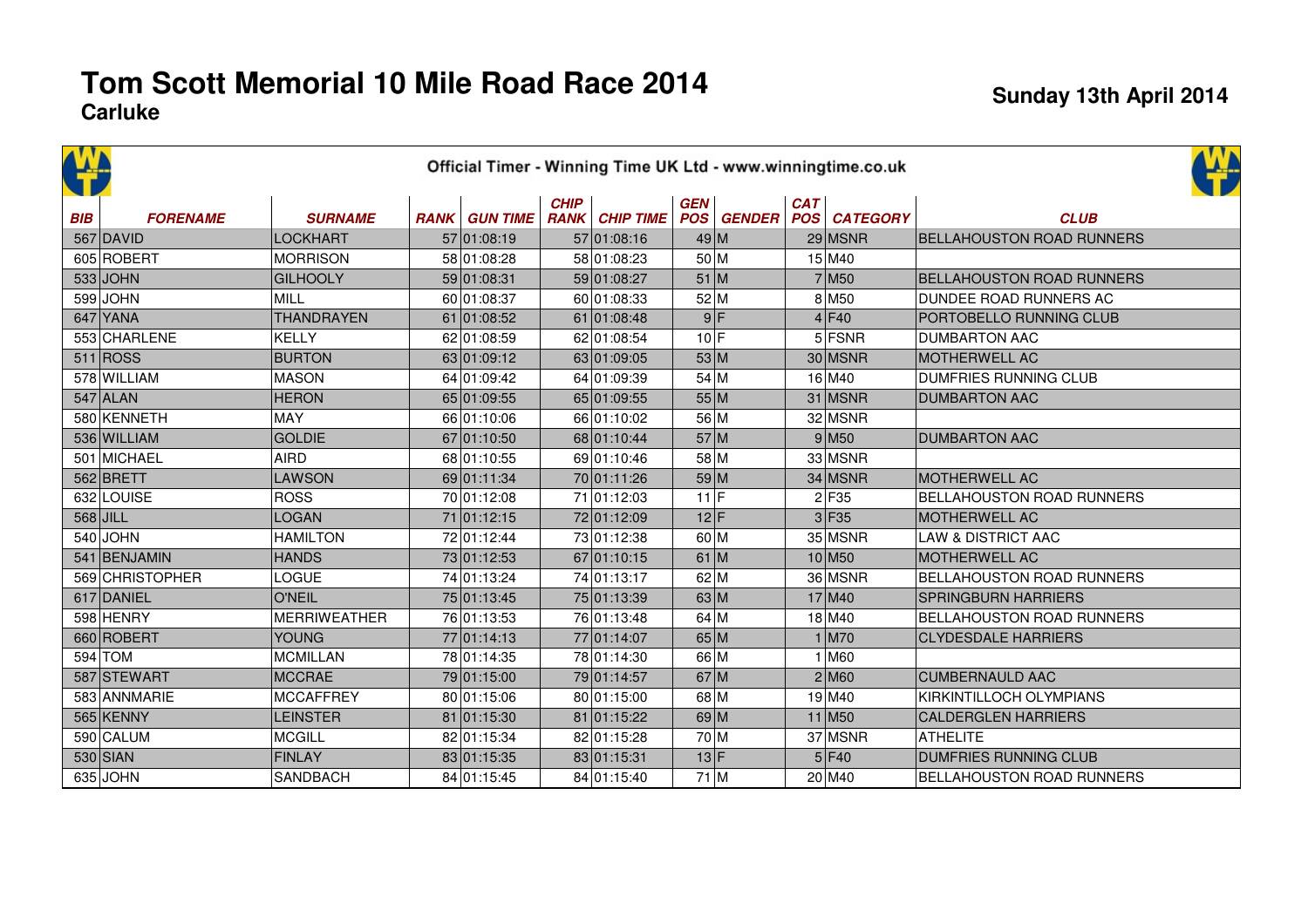# Tom Scott Memorial 10 Mile Road Race 2014

**Carluke**

**Sunday 13th April 2014**

Official Timer - Winning Time UK Ltd - www.winningtime.co.uk

| BIB | FORENAME | SURNAME | RANK | GUN TIME | CHIP RANK | CHIP TIME | GEN POS | GENDER | CAT POS | CATEGORY | CLUB |
|---|---|---|---|---|---|---|---|---|---|---|---|
| 567 | DAVID | LOCKHART | 57 | 01:08:19 | 57 | 01:08:16 | 49 | M | 29 | MSNR | BELLAHOUSTON ROAD RUNNERS |
| 605 | ROBERT | MORRISON | 58 | 01:08:28 | 58 | 01:08:23 | 50 | M | 15 | M40 | |
| 533 | JOHN | GILHOOLY | 59 | 01:08:31 | 59 | 01:08:27 | 51 | M | 7 | M50 | BELLAHOUSTON ROAD RUNNERS |
| 599 | JOHN | MILL | 60 | 01:08:37 | 60 | 01:08:33 | 52 | M | 8 | M50 | DUNDEE ROAD RUNNERS AC |
| 647 | YANA | THANDRAYEN | 61 | 01:08:52 | 61 | 01:08:48 | 9 | F | 4 | F40 | PORTOBELLO RUNNING CLUB |
| 553 | CHARLENE | KELLY | 62 | 01:08:59 | 62 | 01:08:54 | 10 | F | 5 | FSNR | DUMBARTON AAC |
| 511 | ROSS | BURTON | 63 | 01:09:12 | 63 | 01:09:05 | 53 | M | 30 | MSNR | MOTHERWELL AC |
| 578 | WILLIAM | MASON | 64 | 01:09:42 | 64 | 01:09:39 | 54 | M | 16 | M40 | DUMFRIES RUNNING CLUB |
| 547 | ALAN | HERON | 65 | 01:09:55 | 65 | 01:09:55 | 55 | M | 31 | MSNR | DUMBARTON AAC |
| 580 | KENNETH | MAY | 66 | 01:10:06 | 66 | 01:10:02 | 56 | M | 32 | MSNR | |
| 536 | WILLIAM | GOLDIE | 67 | 01:10:50 | 68 | 01:10:44 | 57 | M | 9 | M50 | DUMBARTON AAC |
| 501 | MICHAEL | AIRD | 68 | 01:10:55 | 69 | 01:10:46 | 58 | M | 33 | MSNR | |
| 562 | BRETT | LAWSON | 69 | 01:11:34 | 70 | 01:11:26 | 59 | M | 34 | MSNR | MOTHERWELL AC |
| 632 | LOUISE | ROSS | 70 | 01:12:08 | 71 | 01:12:03 | 11 | F | 2 | F35 | BELLAHOUSTON ROAD RUNNERS |
| 568 | JILL | LOGAN | 71 | 01:12:15 | 72 | 01:12:09 | 12 | F | 3 | F35 | MOTHERWELL AC |
| 540 | JOHN | HAMILTON | 72 | 01:12:44 | 73 | 01:12:38 | 60 | M | 35 | MSNR | LAW & DISTRICT AAC |
| 541 | BENJAMIN | HANDS | 73 | 01:12:53 | 67 | 01:10:15 | 61 | M | 10 | M50 | MOTHERWELL AC |
| 569 | CHRISTOPHER | LOGUE | 74 | 01:13:24 | 74 | 01:13:17 | 62 | M | 36 | MSNR | BELLAHOUSTON ROAD RUNNERS |
| 617 | DANIEL | O'NEIL | 75 | 01:13:45 | 75 | 01:13:39 | 63 | M | 17 | M40 | SPRINGBURN HARRIERS |
| 598 | HENRY | MERRIWEATHER | 76 | 01:13:53 | 76 | 01:13:48 | 64 | M | 18 | M40 | BELLAHOUSTON ROAD RUNNERS |
| 660 | ROBERT | YOUNG | 77 | 01:14:13 | 77 | 01:14:07 | 65 | M | 1 | M70 | CLYDESDALE HARRIERS |
| 594 | TOM | MCMILLAN | 78 | 01:14:35 | 78 | 01:14:30 | 66 | M | 1 | M60 | |
| 587 | STEWART | MCCRAE | 79 | 01:15:00 | 79 | 01:14:57 | 67 | M | 2 | M60 | CUMBERNAULD AAC |
| 583 | ANNMARIE | MCCAFFREY | 80 | 01:15:06 | 80 | 01:15:00 | 68 | M | 19 | M40 | KIRKINTILLOCH OLYMPIANS |
| 565 | KENNY | LEINSTER | 81 | 01:15:30 | 81 | 01:15:22 | 69 | M | 11 | M50 | CALDERGLEN HARRIERS |
| 590 | CALUM | MCGILL | 82 | 01:15:34 | 82 | 01:15:28 | 70 | M | 37 | MSNR | ATHELITE |
| 530 | SIAN | FINLAY | 83 | 01:15:35 | 83 | 01:15:31 | 13 | F | 5 | F40 | DUMFRIES RUNNING CLUB |
| 635 | JOHN | SANDBACH | 84 | 01:15:45 | 84 | 01:15:40 | 71 | M | 20 | M40 | BELLAHOUSTON ROAD RUNNERS |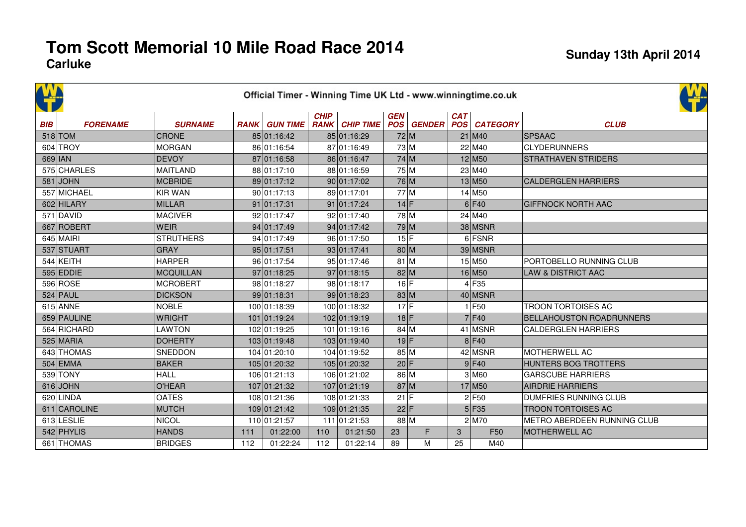# Tom Scott Memorial 10 Mile Road Race 2014

**Carluke**

**Sunday 13th April 2014**

Official Timer - Winning Time UK Ltd - www.winningtime.co.uk

| BIB | FORENAME | SURNAME | RANK | GUN TIME | CHIP RANK | CHIP TIME | GEN POS | GENDER | CAT POS | CATEGORY | CLUB |
|---|---|---|---|---|---|---|---|---|---|---|---|
| 518 | TOM | CRONE | 85 | 01:16:42 | 85 | 01:16:29 | 72 | M | 21 | M40 | SPSAAC |
| 604 | TROY | MORGAN | 86 | 01:16:54 | 87 | 01:16:49 | 73 | M | 22 | M40 | CLYDERUNNERS |
| 669 | IAN | DEVOY | 87 | 01:16:58 | 86 | 01:16:47 | 74 | M | 12 | M50 | STRATHAVEN STRIDERS |
| 575 | CHARLES | MAITLAND | 88 | 01:17:10 | 88 | 01:16:59 | 75 | M | 23 | M40 | |
| 581 | JOHN | MCBRIDE | 89 | 01:17:12 | 90 | 01:17:02 | 76 | M | 13 | M50 | CALDERGLEN HARRIERS |
| 557 | MICHAEL | KIR WAN | 90 | 01:17:13 | 89 | 01:17:01 | 77 | M | 14 | M50 | |
| 602 | HILARY | MILLAR | 91 | 01:17:31 | 91 | 01:17:24 | 14 | F | 6 | F40 | GIFFNOCK NORTH AAC |
| 571 | DAVID | MACIVER | 92 | 01:17:47 | 92 | 01:17:40 | 78 | M | 24 | M40 | |
| 667 | ROBERT | WEIR | 94 | 01:17:49 | 94 | 01:17:42 | 79 | M | 38 | MSNR | |
| 645 | MAIRI | STRUTHERS | 94 | 01:17:49 | 96 | 01:17:50 | 15 | F | 6 | FSNR | |
| 537 | STUART | GRAY | 95 | 01:17:51 | 93 | 01:17:41 | 80 | M | 39 | MSNR | |
| 544 | KEITH | HARPER | 96 | 01:17:54 | 95 | 01:17:46 | 81 | M | 15 | M50 | PORTOBELLO RUNNING CLUB |
| 595 | EDDIE | MCQUILLAN | 97 | 01:18:25 | 97 | 01:18:15 | 82 | M | 16 | M50 | LAW & DISTRICT AAC |
| 596 | ROSE | MCROBERT | 98 | 01:18:27 | 98 | 01:18:17 | 16 | F | 4 | F35 | |
| 524 | PAUL | DICKSON | 99 | 01:18:31 | 99 | 01:18:23 | 83 | M | 40 | MSNR | |
| 615 | ANNE | NOBLE | 100 | 01:18:39 | 100 | 01:18:32 | 17 | F | 1 | F50 | TROON TORTOISES AC |
| 659 | PAULINE | WRIGHT | 101 | 01:19:24 | 102 | 01:19:19 | 18 | F | 7 | F40 | BELLAHOUSTON ROADRUNNERS |
| 564 | RICHARD | LAWTON | 102 | 01:19:25 | 101 | 01:19:16 | 84 | M | 41 | MSNR | CALDERGLEN HARRIERS |
| 525 | MARIA | DOHERTY | 103 | 01:19:48 | 103 | 01:19:40 | 19 | F | 8 | F40 | |
| 643 | THOMAS | SNEDDON | 104 | 01:20:10 | 104 | 01:19:52 | 85 | M | 42 | MSNR | MOTHERWELL AC |
| 504 | EMMA | BAKER | 105 | 01:20:32 | 105 | 01:20:32 | 20 | F | 9 | F40 | HUNTERS BOG TROTTERS |
| 539 | TONY | HALL | 106 | 01:21:13 | 106 | 01:21:02 | 86 | M | 3 | M60 | GARSCUBE HARRIERS |
| 616 | JOHN | O'HEAR | 107 | 01:21:32 | 107 | 01:21:19 | 87 | M | 17 | M50 | AIRDRIE HARRIERS |
| 620 | LINDA | OATES | 108 | 01:21:36 | 108 | 01:21:33 | 21 | F | 2 | F50 | DUMFRIES RUNNING CLUB |
| 611 | CAROLINE | MUTCH | 109 | 01:21:42 | 109 | 01:21:35 | 22 | F | 5 | F35 | TROON TORTOISES AC |
| 613 | LESLIE | NICOL | 110 | 01:21:57 | 111 | 01:21:53 | 88 | M | 2 | M70 | METRO ABERDEEN RUNNING CLUB |
| 542 | PHYLIS | HANDS | 111 | 01:22:00 | 110 | 01:21:50 | 23 | F | 3 | F50 | MOTHERWELL AC |
| 661 | THOMAS | BRIDGES | 112 | 01:22:24 | 112 | 01:22:14 | 89 | M | 25 | M40 | |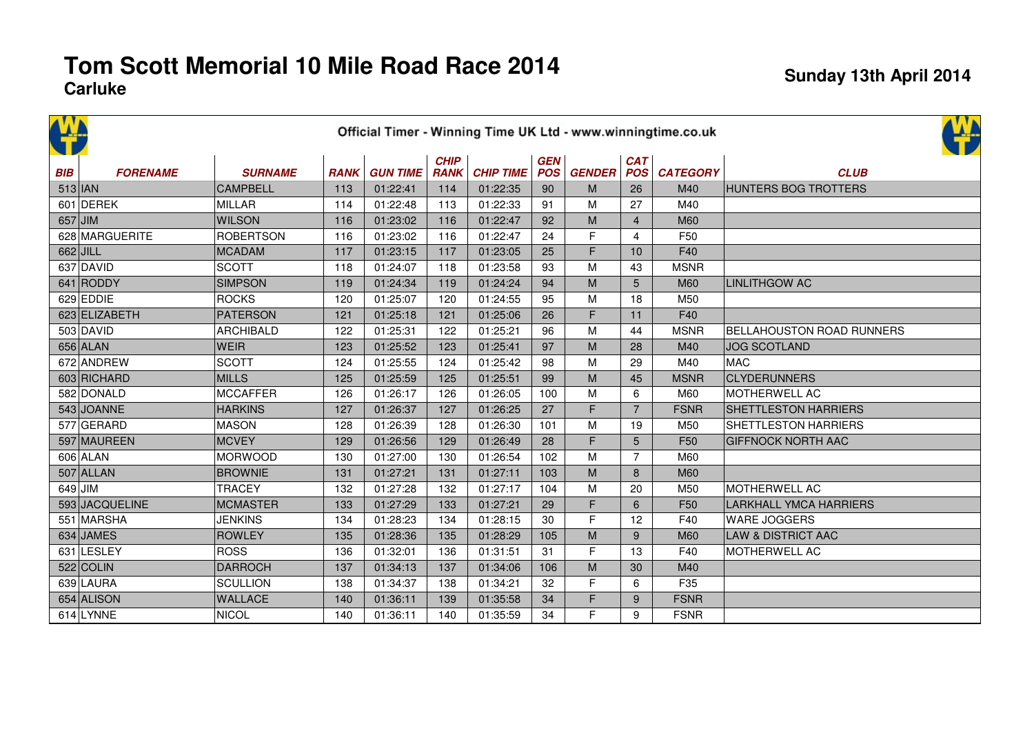# Tom Scott Memorial 10 Mile Road Race 2014

**Carluke**

**Sunday 13th April 2014**

Official Timer - Winning Time UK Ltd - www.winningtime.co.uk

| BIB | FORENAME | SURNAME | RANK | GUN TIME | CHIP RANK | CHIP TIME | GEN POS | GENDER | CAT POS | CATEGORY | CLUB |
|---|---|---|---|---|---|---|---|---|---|---|---|
| 513 | IAN | CAMPBELL | 113 | 01:22:41 | 114 | 01:22:35 | 90 | M | 26 | M40 | HUNTERS BOG TROTTERS |
| 601 | DEREK | MILLAR | 114 | 01:22:48 | 113 | 01:22:33 | 91 | M | 27 | M40 | |
| 657 | JIM | WILSON | 116 | 01:23:02 | 116 | 01:22:47 | 92 | M | 4 | M60 | |
| 628 | MARGUERITE | ROBERTSON | 116 | 01:23:02 | 116 | 01:22:47 | 24 | F | 4 | F50 | |
| 662 | JILL | MCADAM | 117 | 01:23:15 | 117 | 01:23:05 | 25 | F | 10 | F40 | |
| 637 | DAVID | SCOTT | 118 | 01:24:07 | 118 | 01:23:58 | 93 | M | 43 | MSNR | |
| 641 | RODDY | SIMPSON | 119 | 01:24:34 | 119 | 01:24:24 | 94 | M | 5 | M60 | LINLITHGOW AC |
| 629 | EDDIE | ROCKS | 120 | 01:25:07 | 120 | 01:24:55 | 95 | M | 18 | M50 | |
| 623 | ELIZABETH | PATERSON | 121 | 01:25:18 | 121 | 01:25:06 | 26 | F | 11 | F40 | |
| 503 | DAVID | ARCHIBALD | 122 | 01:25:31 | 122 | 01:25:21 | 96 | M | 44 | MSNR | BELLAHOUSTON ROAD RUNNERS |
| 656 | ALAN | WEIR | 123 | 01:25:52 | 123 | 01:25:41 | 97 | M | 28 | M40 | JOG SCOTLAND |
| 672 | ANDREW | SCOTT | 124 | 01:25:55 | 124 | 01:25:42 | 98 | M | 29 | M40 | MAC |
| 603 | RICHARD | MILLS | 125 | 01:25:59 | 125 | 01:25:51 | 99 | M | 45 | MSNR | CLYDERUNNERS |
| 582 | DONALD | MCCAFFER | 126 | 01:26:17 | 126 | 01:26:05 | 100 | M | 6 | M60 | MOTHERWELL AC |
| 543 | JOANNE | HARKINS | 127 | 01:26:37 | 127 | 01:26:25 | 27 | F | 7 | FSNR | SHETTLESTON HARRIERS |
| 577 | GERARD | MASON | 128 | 01:26:39 | 128 | 01:26:30 | 101 | M | 19 | M50 | SHETTLESTON HARRIERS |
| 597 | MAUREEN | MCVEY | 129 | 01:26:56 | 129 | 01:26:49 | 28 | F | 5 | F50 | GIFFNOCK NORTH AAC |
| 606 | ALAN | MORWOOD | 130 | 01:27:00 | 130 | 01:26:54 | 102 | M | 7 | M60 | |
| 507 | ALLAN | BROWNIE | 131 | 01:27:21 | 131 | 01:27:11 | 103 | M | 8 | M60 | |
| 649 | JIM | TRACEY | 132 | 01:27:28 | 132 | 01:27:17 | 104 | M | 20 | M50 | MOTHERWELL AC |
| 593 | JACQUELINE | MCMASTER | 133 | 01:27:29 | 133 | 01:27:21 | 29 | F | 6 | F50 | LARKHALL YMCA HARRIERS |
| 551 | MARSHA | JENKINS | 134 | 01:28:23 | 134 | 01:28:15 | 30 | F | 12 | F40 | WARE JOGGERS |
| 634 | JAMES | ROWLEY | 135 | 01:28:36 | 135 | 01:28:29 | 105 | M | 9 | M60 | LAW & DISTRICT AAC |
| 631 | LESLEY | ROSS | 136 | 01:32:01 | 136 | 01:31:51 | 31 | F | 13 | F40 | MOTHERWELL AC |
| 522 | COLIN | DARROCH | 137 | 01:34:13 | 137 | 01:34:06 | 106 | M | 30 | M40 | |
| 639 | LAURA | SCULLION | 138 | 01:34:37 | 138 | 01:34:21 | 32 | F | 6 | F35 | |
| 654 | ALISON | WALLACE | 140 | 01:36:11 | 139 | 01:35:58 | 34 | F | 9 | FSNR | |
| 614 | LYNNE | NICOL | 140 | 01:36:11 | 140 | 01:35:59 | 34 | F | 9 | FSNR | |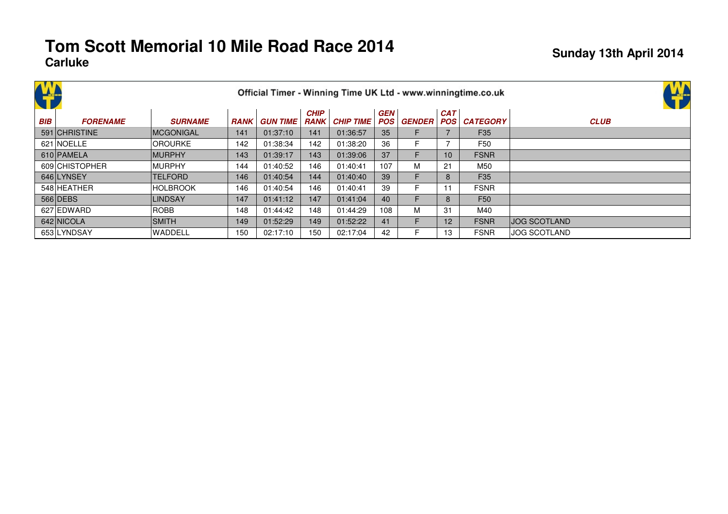# Tom Scott Memorial 10 Mile Road Race 2014

**Carluke**

**Sunday 13th April 2014**

Official Timer - Winning Time UK Ltd - www.winningtime.co.uk

| BIB | FORENAME | SURNAME | RANK | GUN TIME | CHIP RANK | CHIP TIME | GEN POS | GENDER | CAT POS | CATEGORY | CLUB |
|---|---|---|---|---|---|---|---|---|---|---|---|
| 591 | CHRISTINE | MCGONIGAL | 141 | 01:37:10 | 141 | 01:36:57 | 35 | F | 7 | F35 | |
| 621 | NOELLE | OROURKE | 142 | 01:38:34 | 142 | 01:38:20 | 36 | F | 7 | F50 | |
| 610 | PAMELA | MURPHY | 143 | 01:39:17 | 143 | 01:39:06 | 37 | F | 10 | FSNR | |
| 609 | CHISTOPHER | MURPHY | 144 | 01:40:52 | 146 | 01:40:41 | 107 | M | 21 | M50 | |
| 646 | LYNSEY | TELFORD | 146 | 01:40:54 | 144 | 01:40:40 | 39 | F | 8 | F35 | |
| 548 | HEATHER | HOLBROOK | 146 | 01:40:54 | 146 | 01:40:41 | 39 | F | 11 | FSNR | |
| 566 | DEBS | LINDSAY | 147 | 01:41:12 | 147 | 01:41:04 | 40 | F | 8 | F50 | |
| 627 | EDWARD | ROBB | 148 | 01:44:42 | 148 | 01:44:29 | 108 | M | 31 | M40 | |
| 642 | NICOLA | SMITH | 149 | 01:52:29 | 149 | 01:52:22 | 41 | F | 12 | FSNR | JOG SCOTLAND |
| 653 | LYNDSAY | WADDELL | 150 | 02:17:10 | 150 | 02:17:04 | 42 | F | 13 | FSNR | JOG SCOTLAND |